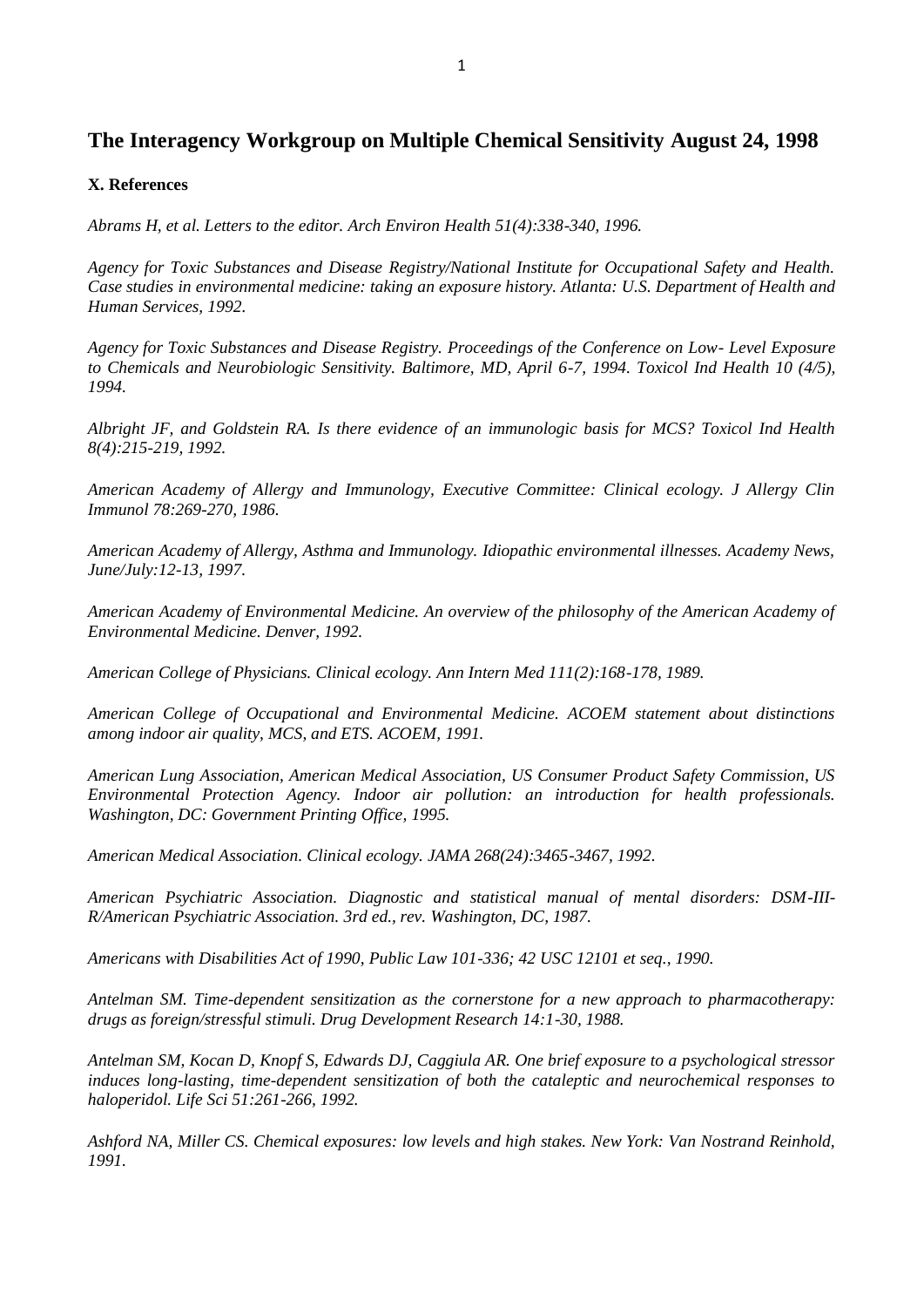## The Interagency Workgroup on Multiple Chemical Sensitivity August 24, 1998

### X. References

*Abrams H, et al. Letters to the editor. Arch Environ Health 51(4):338-340, 1996.*

*Agency for Toxic Substances and Disease Registry/National Institute for Occupational Safety and Health. Case studies in environmental medicine: taking an exposure history. Atlanta: U.S. Department of Health and Human Services, 1992.*

*Agency for Toxic Substances and Disease Registry. Proceedings of the Conference on Low- Level Exposure to Chemicals and Neurobiologic Sensitivity. Baltimore, MD, April 6-7, 1994. Toxicol Ind Health 10 (4/5), 1994.*

*Albright JF, and Goldstein RA. Is there evidence of an immunologic basis for MCS? Toxicol Ind Health 8(4):215-219, 1992.*

*American Academy of Allergy and Immunology, Executive Committee: Clinical ecology. J Allergy Clin Immunol 78:269-270, 1986.*

*American Academy of Allergy, Asthma and Immunology. Idiopathic environmental illnesses. Academy News, June/July:12-13, 1997.*

*American Academy of Environmental Medicine. An overview of the philosophy of the American Academy of Environmental Medicine. Denver, 1992.*

*American College of Physicians. Clinical ecology. Ann Intern Med 111(2):168-178, 1989.*

*American College of Occupational and Environmental Medicine. ACOEM statement about distinctions among indoor air quality, MCS, and ETS. ACOEM, 1991.*

*American Lung Association, American Medical Association, US Consumer Product Safety Commission, US Environmental Protection Agency. Indoor air pollution: an introduction for health professionals. Washington, DC: Government Printing Office, 1995.*

*American Medical Association. Clinical ecology. JAMA 268(24):3465-3467, 1992.*

*American Psychiatric Association. Diagnostic and statistical manual of mental disorders: DSM-III-R/American Psychiatric Association. 3rd ed., rev. Washington, DC, 1987.*

*Americans with Disabilities Act of 1990, Public Law 101-336; 42 USC 12101 et seq., 1990.*

*Antelman SM. Time-dependent sensitization as the cornerstone for a new approach to pharmacotherapy: drugs as foreign/stressful stimuli. Drug Development Research 14:1-30, 1988.*

*Antelman SM, Kocan D, Knopf S, Edwards DJ, Caggiula AR. One brief exposure to a psychological stressor induces long-lasting, time-dependent sensitization of both the cataleptic and neurochemical responses to haloperidol. Life Sci 51:261-266, 1992.*

*Ashford NA, Miller CS. Chemical exposures: low levels and high stakes. New York: Van Nostrand Reinhold, 1991.*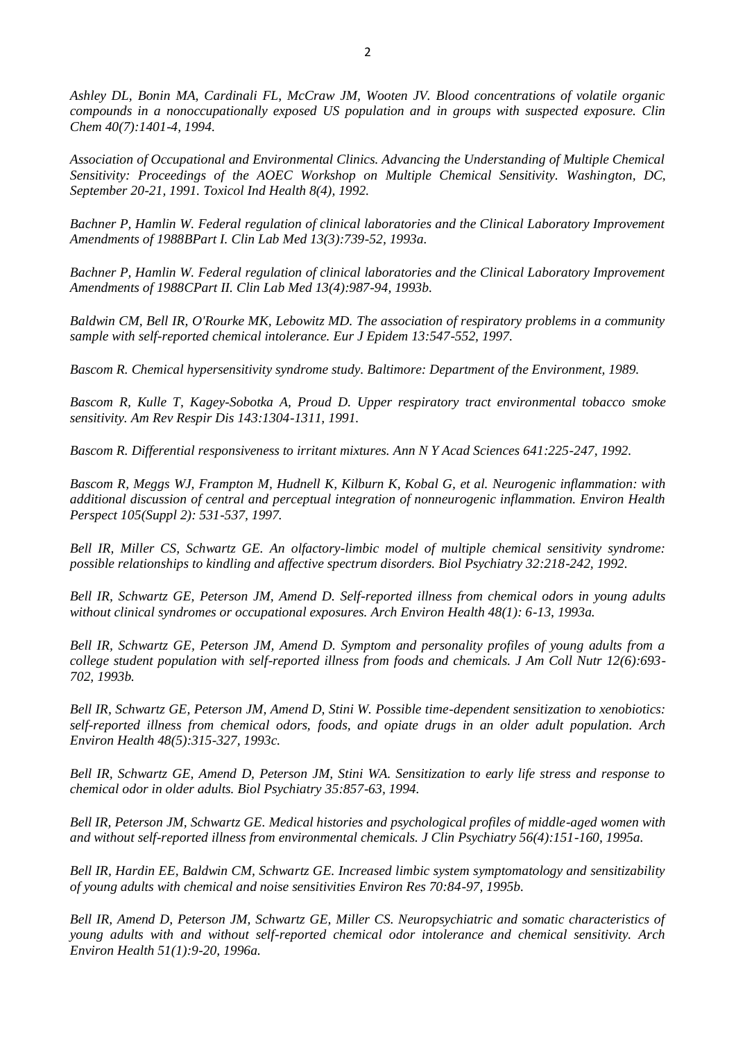*Ashley DL, Bonin MA, Cardinali FL, McCraw JM, Wooten JV. Blood concentrations of volatile organic compounds in a nonoccupationally exposed US population and in groups with suspected exposure. Clin Chem 40(7):1401-4, 1994.*

*Association of Occupational and Environmental Clinics. Advancing the Understanding of Multiple Chemical Sensitivity: Proceedings of the AOEC Workshop on Multiple Chemical Sensitivity. Washington, DC, September 20-21, 1991. Toxicol Ind Health 8(4), 1992.*

*Bachner P, Hamlin W. Federal regulation of clinical laboratories and the Clinical Laboratory Improvement Amendments of 1988BPart I. Clin Lab Med 13(3):739-52, 1993a.*

*Bachner P, Hamlin W. Federal regulation of clinical laboratories and the Clinical Laboratory Improvement Amendments of 1988CPart II. Clin Lab Med 13(4):987-94, 1993b.*

*Baldwin CM, Bell IR, O'Rourke MK, Lebowitz MD. The association of respiratory problems in a community sample with self-reported chemical intolerance. Eur J Epidem 13:547-552, 1997.*

*Bascom R. Chemical hypersensitivity syndrome study. Baltimore: Department of the Environment, 1989.*

*Bascom R, Kulle T, Kagey-Sobotka A, Proud D. Upper respiratory tract environmental tobacco smoke sensitivity. Am Rev Respir Dis 143:1304-1311, 1991.*

*Bascom R. Differential responsiveness to irritant mixtures. Ann N Y Acad Sciences 641:225-247, 1992.*

*Bascom R, Meggs WJ, Frampton M, Hudnell K, Kilburn K, Kobal G, et al. Neurogenic inflammation: with additional discussion of central and perceptual integration of nonneurogenic inflammation. Environ Health Perspect 105(Suppl 2): 531-537, 1997.*

*Bell IR, Miller CS, Schwartz GE. An olfactory-limbic model of multiple chemical sensitivity syndrome: possible relationships to kindling and affective spectrum disorders. Biol Psychiatry 32:218-242, 1992.*

*Bell IR, Schwartz GE, Peterson JM, Amend D. Self-reported illness from chemical odors in young adults without clinical syndromes or occupational exposures. Arch Environ Health 48(1): 6-13, 1993a.*

*Bell IR, Schwartz GE, Peterson JM, Amend D. Symptom and personality profiles of young adults from a college student population with self-reported illness from foods and chemicals. J Am Coll Nutr 12(6):693-702, 1993b.*

*Bell IR, Schwartz GE, Peterson JM, Amend D, Stini W. Possible time-dependent sensitization to xenobiotics: self-reported illness from chemical odors, foods, and opiate drugs in an older adult population. Arch Environ Health 48(5):315-327, 1993c.*

*Bell IR, Schwartz GE, Amend D, Peterson JM, Stini WA. Sensitization to early life stress and response to chemical odor in older adults. Biol Psychiatry 35:857-63, 1994.*

*Bell IR, Peterson JM, Schwartz GE. Medical histories and psychological profiles of middle-aged women with and without self-reported illness from environmental chemicals. J Clin Psychiatry 56(4):151-160, 1995a.*

*Bell IR, Hardin EE, Baldwin CM, Schwartz GE. Increased limbic system symptomatology and sensitizability of young adults with chemical and noise sensitivities Environ Res 70:84-97, 1995b.*

*Bell IR, Amend D, Peterson JM, Schwartz GE, Miller CS. Neuropsychiatric and somatic characteristics of young adults with and without self-reported chemical odor intolerance and chemical sensitivity. Arch Environ Health 51(1):9-20, 1996a.*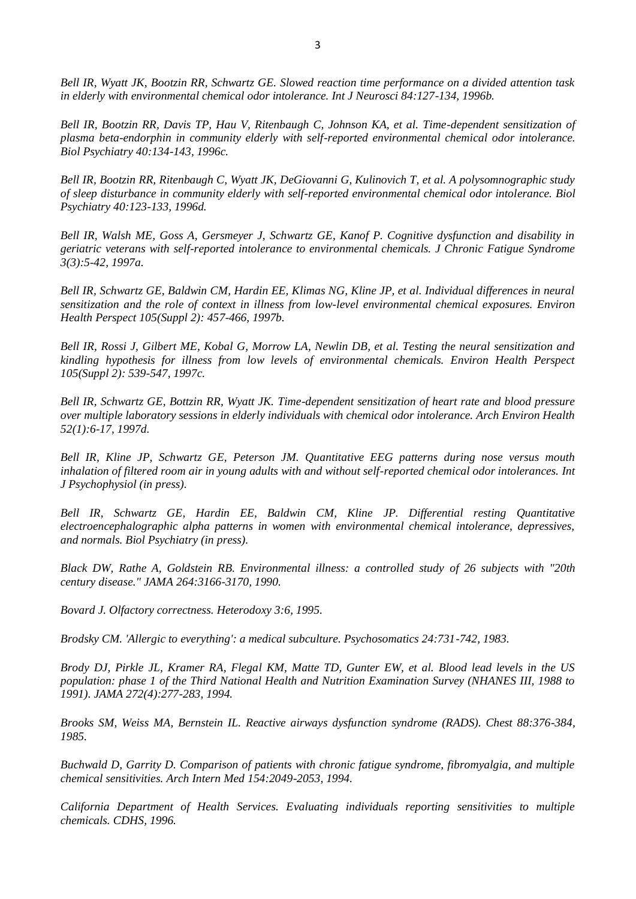*Bell IR, Wyatt JK, Bootzin RR, Schwartz GE. Slowed reaction time performance on a divided attention task in elderly with environmental chemical odor intolerance. Int J Neurosci 84:127-134, 1996b.*

*Bell IR, Bootzin RR, Davis TP, Hau V, Ritenbaugh C, Johnson KA, et al. Time-dependent sensitization of plasma beta-endorphin in community elderly with self-reported environmental chemical odor intolerance. Biol Psychiatry 40:134-143, 1996c.*

*Bell IR, Bootzin RR, Ritenbaugh C, Wyatt JK, DeGiovanni G, Kulinovich T, et al. A polysomnographic study of sleep disturbance in community elderly with self-reported environmental chemical odor intolerance. Biol Psychiatry 40:123-133, 1996d.*

*Bell IR, Walsh ME, Goss A, Gersmeyer J, Schwartz GE, Kanof P. Cognitive dysfunction and disability in geriatric veterans with self-reported intolerance to environmental chemicals. J Chronic Fatigue Syndrome 3(3):5-42, 1997a.*

*Bell IR, Schwartz GE, Baldwin CM, Hardin EE, Klimas NG, Kline JP, et al. Individual differences in neural sensitization and the role of context in illness from low-level environmental chemical exposures. Environ Health Perspect 105(Suppl 2): 457-466, 1997b.*

*Bell IR, Rossi J, Gilbert ME, Kobal G, Morrow LA, Newlin DB, et al. Testing the neural sensitization and kindling hypothesis for illness from low levels of environmental chemicals. Environ Health Perspect 105(Suppl 2): 539-547, 1997c.*

*Bell IR, Schwartz GE, Bottzin RR, Wyatt JK. Time-dependent sensitization of heart rate and blood pressure over multiple laboratory sessions in elderly individuals with chemical odor intolerance. Arch Environ Health 52(1):6-17, 1997d.*

*Bell IR, Kline JP, Schwartz GE, Peterson JM. Quantitative EEG patterns during nose versus mouth inhalation of filtered room air in young adults with and without self-reported chemical odor intolerances. Int J Psychophysiol (in press).*

*Bell IR, Schwartz GE, Hardin EE, Baldwin CM, Kline JP. Differential resting Quantitative electroencephalographic alpha patterns in women with environmental chemical intolerance, depressives, and normals. Biol Psychiatry (in press).*

*Black DW, Rathe A, Goldstein RB. Environmental illness: a controlled study of 26 subjects with "20th century disease." JAMA 264:3166-3170, 1990.*

*Bovard J. Olfactory correctness. Heterodoxy 3:6, 1995.*

*Brodsky CM. 'Allergic to everything': a medical subculture. Psychosomatics 24:731-742, 1983.*

*Brody DJ, Pirkle JL, Kramer RA, Flegal KM, Matte TD, Gunter EW, et al. Blood lead levels in the US population: phase 1 of the Third National Health and Nutrition Examination Survey (NHANES III, 1988 to 1991). JAMA 272(4):277-283, 1994.*

*Brooks SM, Weiss MA, Bernstein IL. Reactive airways dysfunction syndrome (RADS). Chest 88:376-384, 1985.*

*Buchwald D, Garrity D. Comparison of patients with chronic fatigue syndrome, fibromyalgia, and multiple chemical sensitivities. Arch Intern Med 154:2049-2053, 1994.*

*California Department of Health Services. Evaluating individuals reporting sensitivities to multiple chemicals. CDHS, 1996.*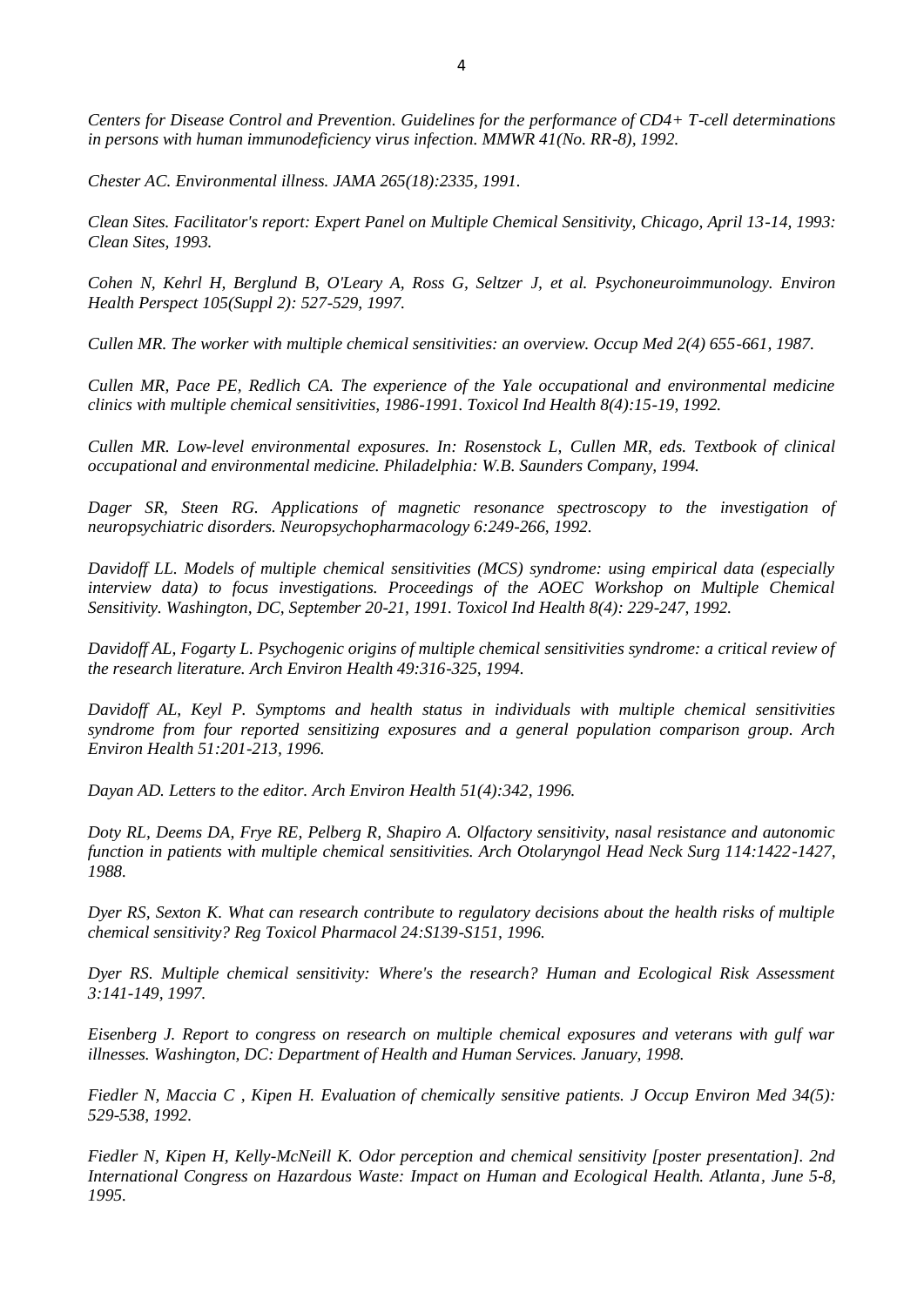*Centers for Disease Control and Prevention. Guidelines for the performance of CD4+ T-cell determinations in persons with human immunodeficiency virus infection. MMWR 41(No. RR-8), 1992.*

*Chester AC. Environmental illness. JAMA 265(18):2335, 1991.*

*Clean Sites. Facilitator's report: Expert Panel on Multiple Chemical Sensitivity, Chicago, April 13-14, 1993: Clean Sites, 1993.*

*Cohen N, Kehrl H, Berglund B, O'Leary A, Ross G, Seltzer J, et al. Psychoneuroimmunology. Environ Health Perspect 105(Suppl 2): 527-529, 1997.*

*Cullen MR. The worker with multiple chemical sensitivities: an overview. Occup Med 2(4) 655-661, 1987.*

*Cullen MR, Pace PE, Redlich CA. The experience of the Yale occupational and environmental medicine clinics with multiple chemical sensitivities, 1986-1991. Toxicol Ind Health 8(4):15-19, 1992.*

*Cullen MR. Low-level environmental exposures. In: Rosenstock L, Cullen MR, eds. Textbook of clinical occupational and environmental medicine. Philadelphia: W.B. Saunders Company, 1994.*

*Dager SR, Steen RG. Applications of magnetic resonance spectroscopy to the investigation of neuropsychiatric disorders. Neuropsychopharmacology 6:249-266, 1992.*

*Davidoff LL. Models of multiple chemical sensitivities (MCS) syndrome: using empirical data (especially interview data) to focus investigations. Proceedings of the AOEC Workshop on Multiple Chemical Sensitivity. Washington, DC, September 20-21, 1991. Toxicol Ind Health 8(4): 229-247, 1992.*

*Davidoff AL, Fogarty L. Psychogenic origins of multiple chemical sensitivities syndrome: a critical review of the research literature. Arch Environ Health 49:316-325, 1994.*

*Davidoff AL, Keyl P. Symptoms and health status in individuals with multiple chemical sensitivities syndrome from four reported sensitizing exposures and a general population comparison group. Arch Environ Health 51:201-213, 1996.*

*Dayan AD. Letters to the editor. Arch Environ Health 51(4):342, 1996.*

*Doty RL, Deems DA, Frye RE, Pelberg R, Shapiro A. Olfactory sensitivity, nasal resistance and autonomic function in patients with multiple chemical sensitivities. Arch Otolaryngol Head Neck Surg 114:1422-1427, 1988.*

*Dyer RS, Sexton K. What can research contribute to regulatory decisions about the health risks of multiple chemical sensitivity? Reg Toxicol Pharmacol 24:S139-S151, 1996.*

*Dyer RS. Multiple chemical sensitivity: Where's the research? Human and Ecological Risk Assessment 3:141-149, 1997.*

*Eisenberg J. Report to congress on research on multiple chemical exposures and veterans with gulf war illnesses. Washington, DC: Department of Health and Human Services. January, 1998.*

*Fiedler N, Maccia C , Kipen H. Evaluation of chemically sensitive patients. J Occup Environ Med 34(5): 529-538, 1992.*

*Fiedler N, Kipen H, Kelly-McNeill K. Odor perception and chemical sensitivity [poster presentation]. 2nd International Congress on Hazardous Waste: Impact on Human and Ecological Health. Atlanta, June 5-8, 1995.*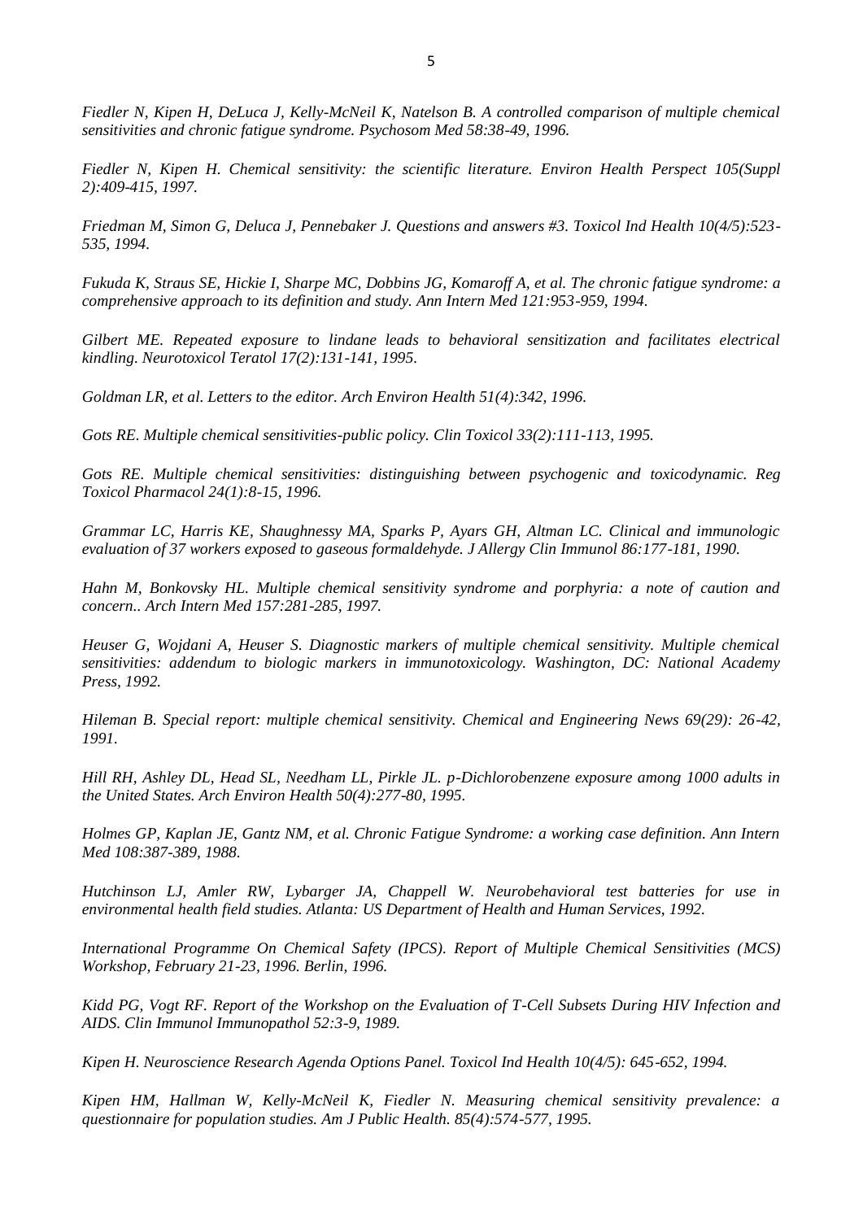*Fiedler N, Kipen H, DeLuca J, Kelly-McNeil K, Natelson B. A controlled comparison of multiple chemical sensitivities and chronic fatigue syndrome. Psychosom Med 58:38-49, 1996.*

*Fiedler N, Kipen H. Chemical sensitivity: the scientific literature. Environ Health Perspect 105(Suppl 2):409-415, 1997.*

*Friedman M, Simon G, Deluca J, Pennebaker J. Questions and answers #3. Toxicol Ind Health 10(4/5):523-535, 1994.*

*Fukuda K, Straus SE, Hickie I, Sharpe MC, Dobbins JG, Komaroff A, et al. The chronic fatigue syndrome: a comprehensive approach to its definition and study. Ann Intern Med 121:953-959, 1994.*

*Gilbert ME. Repeated exposure to lindane leads to behavioral sensitization and facilitates electrical kindling. Neurotoxicol Teratol 17(2):131-141, 1995.*

*Goldman LR, et al. Letters to the editor. Arch Environ Health 51(4):342, 1996.*

*Gots RE. Multiple chemical sensitivities-public policy. Clin Toxicol 33(2):111-113, 1995.*

*Gots RE. Multiple chemical sensitivities: distinguishing between psychogenic and toxicodynamic. Reg Toxicol Pharmacol 24(1):8-15, 1996.*

*Grammar LC, Harris KE, Shaughnessy MA, Sparks P, Ayars GH, Altman LC. Clinical and immunologic evaluation of 37 workers exposed to gaseous formaldehyde. J Allergy Clin Immunol 86:177-181, 1990.*

*Hahn M, Bonkovsky HL. Multiple chemical sensitivity syndrome and porphyria: a note of caution and concern.. Arch Intern Med 157:281-285, 1997.*

*Heuser G, Wojdani A, Heuser S. Diagnostic markers of multiple chemical sensitivity. Multiple chemical sensitivities: addendum to biologic markers in immunotoxicology. Washington, DC: National Academy Press, 1992.*

*Hileman B. Special report: multiple chemical sensitivity. Chemical and Engineering News 69(29): 26-42, 1991.*

*Hill RH, Ashley DL, Head SL, Needham LL, Pirkle JL. p-Dichlorobenzene exposure among 1000 adults in the United States. Arch Environ Health 50(4):277-80, 1995.*

*Holmes GP, Kaplan JE, Gantz NM, et al. Chronic Fatigue Syndrome: a working case definition. Ann Intern Med 108:387-389, 1988.*

*Hutchinson LJ, Amler RW, Lybarger JA, Chappell W. Neurobehavioral test batteries for use in environmental health field studies. Atlanta: US Department of Health and Human Services, 1992.*

*International Programme On Chemical Safety (IPCS). Report of Multiple Chemical Sensitivities (MCS) Workshop, February 21-23, 1996. Berlin, 1996.*

*Kidd PG, Vogt RF. Report of the Workshop on the Evaluation of T-Cell Subsets During HIV Infection and AIDS. Clin Immunol Immunopathol 52:3-9, 1989.*

*Kipen H. Neuroscience Research Agenda Options Panel. Toxicol Ind Health 10(4/5): 645-652, 1994.*

*Kipen HM, Hallman W, Kelly-McNeil K, Fiedler N. Measuring chemical sensitivity prevalence: a questionnaire for population studies. Am J Public Health. 85(4):574-577, 1995.*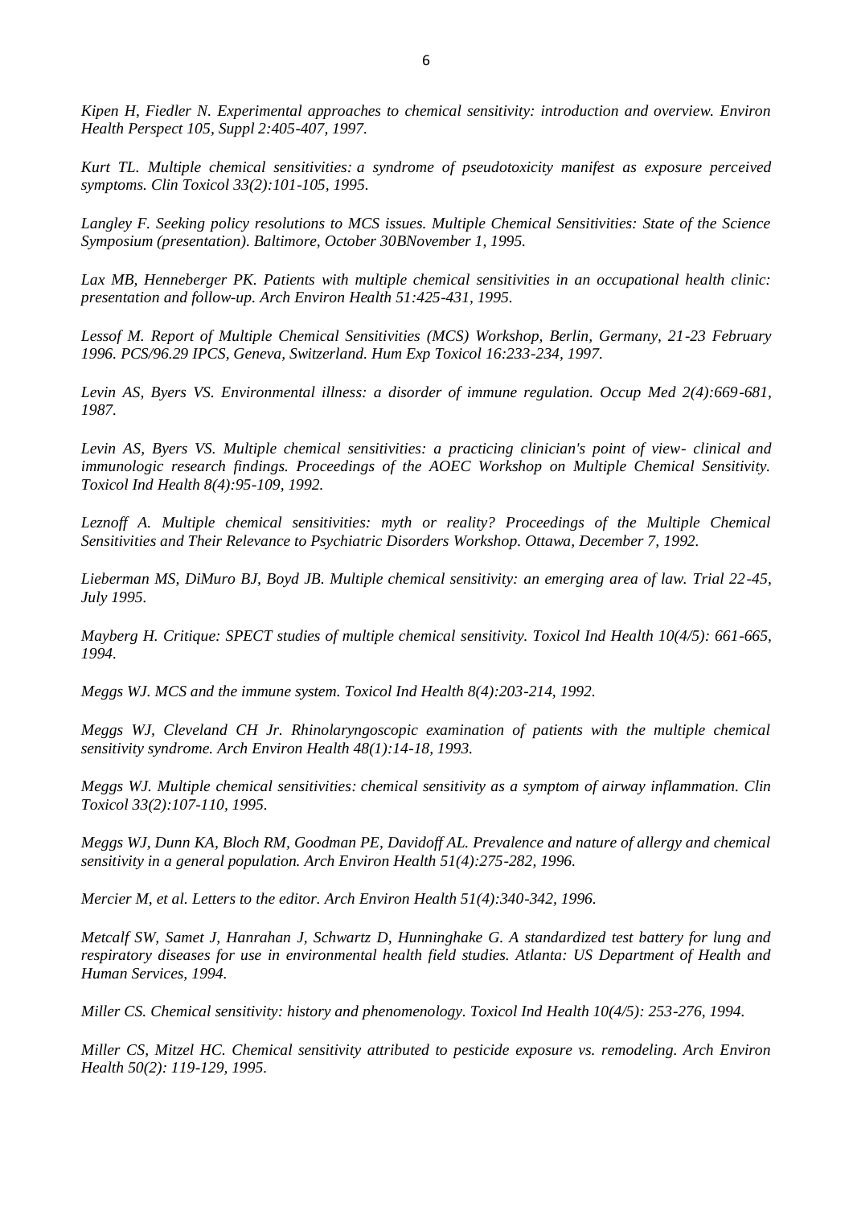*Kipen H, Fiedler N. Experimental approaches to chemical sensitivity: introduction and overview. Environ Health Perspect 105, Suppl 2:405-407, 1997.*

*Kurt TL. Multiple chemical sensitivities: a syndrome of pseudotoxicity manifest as exposure perceived symptoms. Clin Toxicol 33(2):101-105, 1995.*

*Langley F. Seeking policy resolutions to MCS issues. Multiple Chemical Sensitivities: State of the Science Symposium (presentation). Baltimore, October 30BNovember 1, 1995.*

*Lax MB, Henneberger PK. Patients with multiple chemical sensitivities in an occupational health clinic: presentation and follow-up. Arch Environ Health 51:425-431, 1995.*

*Lessof M. Report of Multiple Chemical Sensitivities (MCS) Workshop, Berlin, Germany, 21-23 February 1996. PCS/96.29 IPCS, Geneva, Switzerland. Hum Exp Toxicol 16:233-234, 1997.*

*Levin AS, Byers VS. Environmental illness: a disorder of immune regulation. Occup Med 2(4):669-681, 1987.*

*Levin AS, Byers VS. Multiple chemical sensitivities: a practicing clinician's point of view- clinical and immunologic research findings. Proceedings of the AOEC Workshop on Multiple Chemical Sensitivity. Toxicol Ind Health 8(4):95-109, 1992.*

*Leznoff A. Multiple chemical sensitivities: myth or reality? Proceedings of the Multiple Chemical Sensitivities and Their Relevance to Psychiatric Disorders Workshop. Ottawa, December 7, 1992.*

*Lieberman MS, DiMuro BJ, Boyd JB. Multiple chemical sensitivity: an emerging area of law. Trial 22-45, July 1995.*

*Mayberg H. Critique: SPECT studies of multiple chemical sensitivity. Toxicol Ind Health 10(4/5): 661-665, 1994.*

*Meggs WJ. MCS and the immune system. Toxicol Ind Health 8(4):203-214, 1992.*

*Meggs WJ, Cleveland CH Jr. Rhinolaryngoscopic examination of patients with the multiple chemical sensitivity syndrome. Arch Environ Health 48(1):14-18, 1993.*

*Meggs WJ. Multiple chemical sensitivities: chemical sensitivity as a symptom of airway inflammation. Clin Toxicol 33(2):107-110, 1995.*

*Meggs WJ, Dunn KA, Bloch RM, Goodman PE, Davidoff AL. Prevalence and nature of allergy and chemical sensitivity in a general population. Arch Environ Health 51(4):275-282, 1996.*

*Mercier M, et al. Letters to the editor. Arch Environ Health 51(4):340-342, 1996.*

*Metcalf SW, Samet J, Hanrahan J, Schwartz D, Hunninghake G. A standardized test battery for lung and respiratory diseases for use in environmental health field studies. Atlanta: US Department of Health and Human Services, 1994.*

*Miller CS. Chemical sensitivity: history and phenomenology. Toxicol Ind Health 10(4/5): 253-276, 1994.*

*Miller CS, Mitzel HC. Chemical sensitivity attributed to pesticide exposure vs. remodeling. Arch Environ Health 50(2): 119-129, 1995.*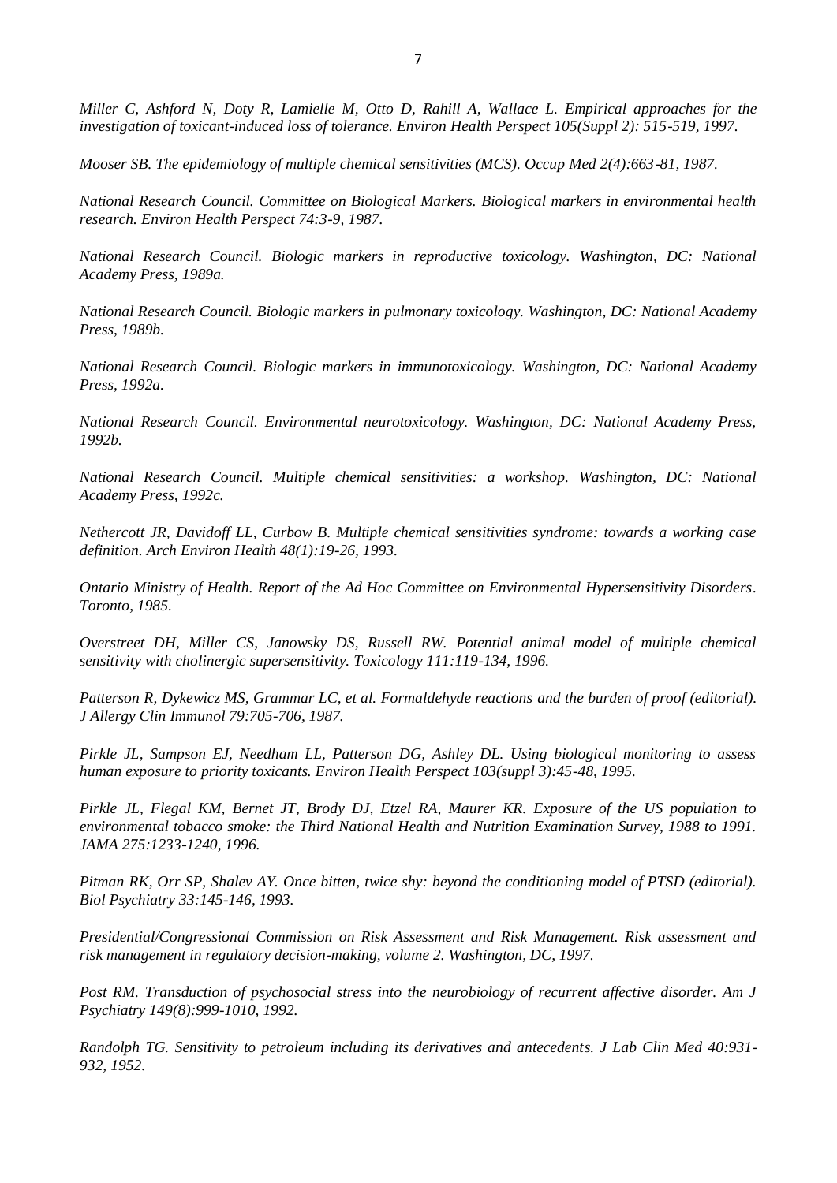*Miller C, Ashford N, Doty R, Lamielle M, Otto D, Rahill A, Wallace L. Empirical approaches for the investigation of toxicant-induced loss of tolerance. Environ Health Perspect 105(Suppl 2): 515-519, 1997.*

*Mooser SB. The epidemiology of multiple chemical sensitivities (MCS). Occup Med 2(4):663-81, 1987.*

*National Research Council. Committee on Biological Markers. Biological markers in environmental health research. Environ Health Perspect 74:3-9, 1987.*

*National Research Council. Biologic markers in reproductive toxicology. Washington, DC: National Academy Press, 1989a.*

*National Research Council. Biologic markers in pulmonary toxicology. Washington, DC: National Academy Press, 1989b.*

*National Research Council. Biologic markers in immunotoxicology. Washington, DC: National Academy Press, 1992a.*

*National Research Council. Environmental neurotoxicology. Washington, DC: National Academy Press, 1992b.*

*National Research Council. Multiple chemical sensitivities: a workshop. Washington, DC: National Academy Press, 1992c.*

*Nethercott JR, Davidoff LL, Curbow B. Multiple chemical sensitivities syndrome: towards a working case definition. Arch Environ Health 48(1):19-26, 1993.*

*Ontario Ministry of Health. Report of the Ad Hoc Committee on Environmental Hypersensitivity Disorders. Toronto, 1985.*

*Overstreet DH, Miller CS, Janowsky DS, Russell RW. Potential animal model of multiple chemical sensitivity with cholinergic supersensitivity. Toxicology 111:119-134, 1996.*

*Patterson R, Dykewicz MS, Grammar LC, et al. Formaldehyde reactions and the burden of proof (editorial). J Allergy Clin Immunol 79:705-706, 1987.*

*Pirkle JL, Sampson EJ, Needham LL, Patterson DG, Ashley DL. Using biological monitoring to assess human exposure to priority toxicants. Environ Health Perspect 103(suppl 3):45-48, 1995.*

*Pirkle JL, Flegal KM, Bernet JT, Brody DJ, Etzel RA, Maurer KR. Exposure of the US population to environmental tobacco smoke: the Third National Health and Nutrition Examination Survey, 1988 to 1991. JAMA 275:1233-1240, 1996.*

*Pitman RK, Orr SP, Shalev AY. Once bitten, twice shy: beyond the conditioning model of PTSD (editorial). Biol Psychiatry 33:145-146, 1993.*

*Presidential/Congressional Commission on Risk Assessment and Risk Management. Risk assessment and risk management in regulatory decision-making, volume 2. Washington, DC, 1997.*

*Post RM. Transduction of psychosocial stress into the neurobiology of recurrent affective disorder. Am J Psychiatry 149(8):999-1010, 1992.*

*Randolph TG. Sensitivity to petroleum including its derivatives and antecedents. J Lab Clin Med 40:931-932, 1952.*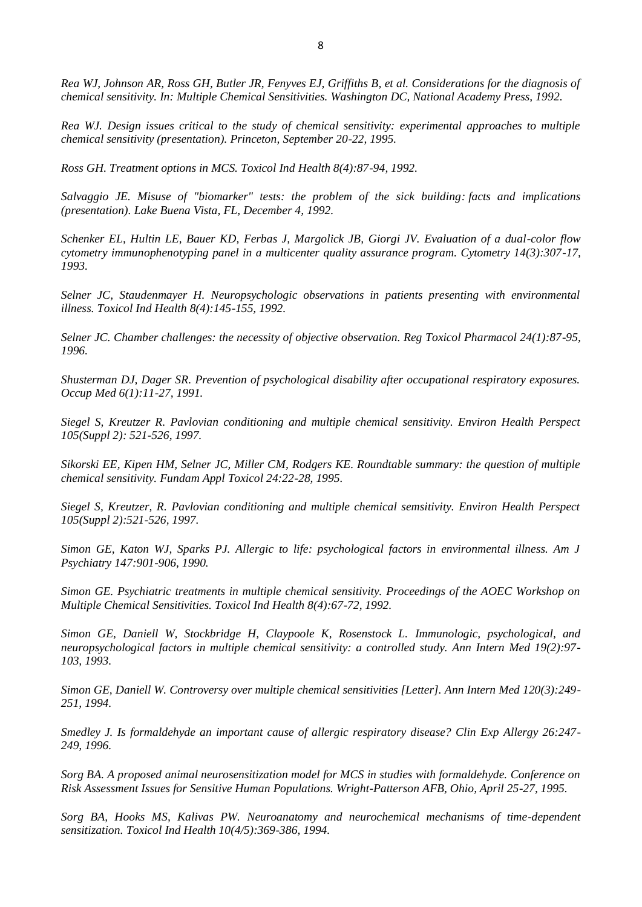*Rea WJ, Johnson AR, Ross GH, Butler JR, Fenyves EJ, Griffiths B, et al. Considerations for the diagnosis of chemical sensitivity. In: Multiple Chemical Sensitivities. Washington DC, National Academy Press, 1992.*

*Rea WJ. Design issues critical to the study of chemical sensitivity: experimental approaches to multiple chemical sensitivity (presentation). Princeton, September 20-22, 1995.*

*Ross GH. Treatment options in MCS. Toxicol Ind Health 8(4):87-94, 1992.*

*Salvaggio JE. Misuse of "biomarker" tests: the problem of the sick building: facts and implications (presentation). Lake Buena Vista, FL, December 4, 1992.*

*Schenker EL, Hultin LE, Bauer KD, Ferbas J, Margolick JB, Giorgi JV. Evaluation of a dual-color flow cytometry immunophenotyping panel in a multicenter quality assurance program. Cytometry 14(3):307-17, 1993.*

*Selner JC, Staudenmayer H. Neuropsychologic observations in patients presenting with environmental illness. Toxicol Ind Health 8(4):145-155, 1992.*

*Selner JC. Chamber challenges: the necessity of objective observation. Reg Toxicol Pharmacol 24(1):87-95, 1996.*

*Shusterman DJ, Dager SR. Prevention of psychological disability after occupational respiratory exposures. Occup Med 6(1):11-27, 1991.*

*Siegel S, Kreutzer R. Pavlovian conditioning and multiple chemical sensitivity. Environ Health Perspect 105(Suppl 2): 521-526, 1997.*

*Sikorski EE, Kipen HM, Selner JC, Miller CM, Rodgers KE. Roundtable summary: the question of multiple chemical sensitivity. Fundam Appl Toxicol 24:22-28, 1995.*

*Siegel S, Kreutzer, R. Pavlovian conditioning and multiple chemical semsitivity. Environ Health Perspect 105(Suppl 2):521-526, 1997.*

*Simon GE, Katon WJ, Sparks PJ. Allergic to life: psychological factors in environmental illness. Am J Psychiatry 147:901-906, 1990.*

*Simon GE. Psychiatric treatments in multiple chemical sensitivity. Proceedings of the AOEC Workshop on Multiple Chemical Sensitivities. Toxicol Ind Health 8(4):67-72, 1992.*

*Simon GE, Daniell W, Stockbridge H, Claypoole K, Rosenstock L. Immunologic, psychological, and neuropsychological factors in multiple chemical sensitivity: a controlled study. Ann Intern Med 19(2):97-103, 1993.*

*Simon GE, Daniell W. Controversy over multiple chemical sensitivities [Letter]. Ann Intern Med 120(3):249-251, 1994.*

*Smedley J. Is formaldehyde an important cause of allergic respiratory disease? Clin Exp Allergy 26:247-249, 1996.*

*Sorg BA. A proposed animal neurosensitization model for MCS in studies with formaldehyde. Conference on Risk Assessment Issues for Sensitive Human Populations. Wright-Patterson AFB, Ohio, April 25-27, 1995.*

*Sorg BA, Hooks MS, Kalivas PW. Neuroanatomy and neurochemical mechanisms of time-dependent sensitization. Toxicol Ind Health 10(4/5):369-386, 1994.*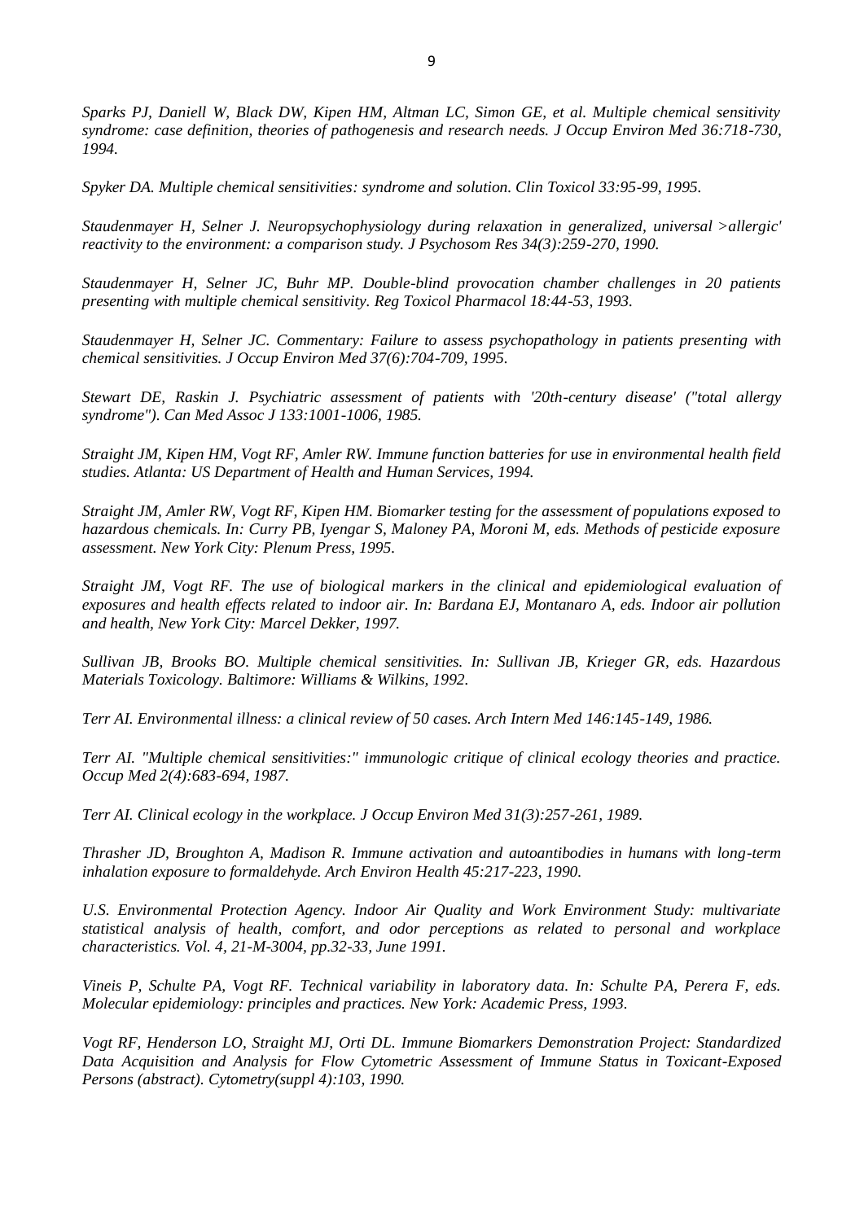*Sparks PJ, Daniell W, Black DW, Kipen HM, Altman LC, Simon GE, et al. Multiple chemical sensitivity syndrome: case definition, theories of pathogenesis and research needs. J Occup Environ Med 36:718-730, 1994.*

*Spyker DA. Multiple chemical sensitivities: syndrome and solution. Clin Toxicol 33:95-99, 1995.*

*Staudenmayer H, Selner J. Neuropsychophysiology during relaxation in generalized, universal >allergic' reactivity to the environment: a comparison study. J Psychosom Res 34(3):259-270, 1990.*

*Staudenmayer H, Selner JC, Buhr MP. Double-blind provocation chamber challenges in 20 patients presenting with multiple chemical sensitivity. Reg Toxicol Pharmacol 18:44-53, 1993.*

*Staudenmayer H, Selner JC. Commentary: Failure to assess psychopathology in patients presenting with chemical sensitivities. J Occup Environ Med 37(6):704-709, 1995.*

*Stewart DE, Raskin J. Psychiatric assessment of patients with '20th-century disease' ("total allergy syndrome"). Can Med Assoc J 133:1001-1006, 1985.*

*Straight JM, Kipen HM, Vogt RF, Amler RW. Immune function batteries for use in environmental health field studies. Atlanta: US Department of Health and Human Services, 1994.*

*Straight JM, Amler RW, Vogt RF, Kipen HM. Biomarker testing for the assessment of populations exposed to hazardous chemicals. In: Curry PB, Iyengar S, Maloney PA, Moroni M, eds. Methods of pesticide exposure assessment. New York City: Plenum Press, 1995.*

*Straight JM, Vogt RF. The use of biological markers in the clinical and epidemiological evaluation of exposures and health effects related to indoor air. In: Bardana EJ, Montanaro A, eds. Indoor air pollution and health, New York City: Marcel Dekker, 1997.*

*Sullivan JB, Brooks BO. Multiple chemical sensitivities. In: Sullivan JB, Krieger GR, eds. Hazardous Materials Toxicology. Baltimore: Williams & Wilkins, 1992.*

*Terr AI. Environmental illness: a clinical review of 50 cases. Arch Intern Med 146:145-149, 1986.*

*Terr AI. "Multiple chemical sensitivities:" immunologic critique of clinical ecology theories and practice. Occup Med 2(4):683-694, 1987.*

*Terr AI. Clinical ecology in the workplace. J Occup Environ Med 31(3):257-261, 1989.*

*Thrasher JD, Broughton A, Madison R. Immune activation and autoantibodies in humans with long-term inhalation exposure to formaldehyde. Arch Environ Health 45:217-223, 1990.*

*U.S. Environmental Protection Agency. Indoor Air Quality and Work Environment Study: multivariate statistical analysis of health, comfort, and odor perceptions as related to personal and workplace characteristics. Vol. 4, 21-M-3004, pp.32-33, June 1991.*

*Vineis P, Schulte PA, Vogt RF. Technical variability in laboratory data. In: Schulte PA, Perera F, eds. Molecular epidemiology: principles and practices. New York: Academic Press, 1993.*

*Vogt RF, Henderson LO, Straight MJ, Orti DL. Immune Biomarkers Demonstration Project: Standardized Data Acquisition and Analysis for Flow Cytometric Assessment of Immune Status in Toxicant-Exposed Persons (abstract). Cytometry(suppl 4):103, 1990.*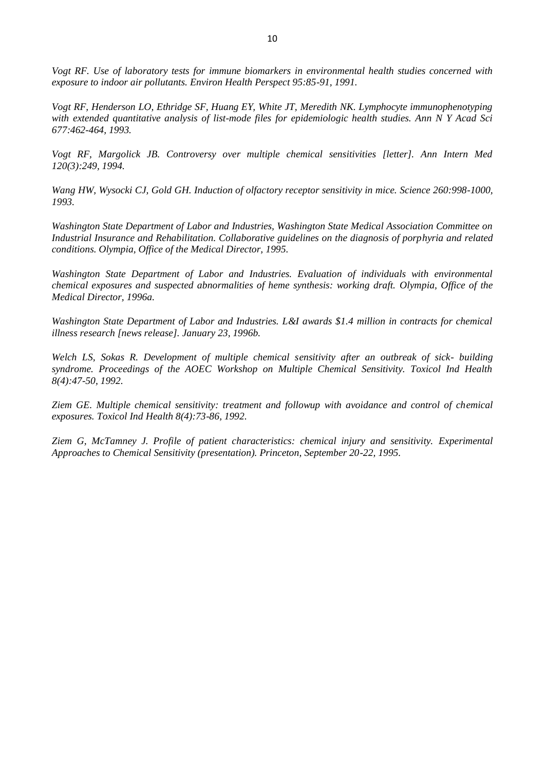*Vogt RF. Use of laboratory tests for immune biomarkers in environmental health studies concerned with exposure to indoor air pollutants. Environ Health Perspect 95:85-91, 1991.*

*Vogt RF, Henderson LO, Ethridge SF, Huang EY, White JT, Meredith NK. Lymphocyte immunophenotyping with extended quantitative analysis of list-mode files for epidemiologic health studies. Ann N Y Acad Sci 677:462-464, 1993.*

*Vogt RF, Margolick JB. Controversy over multiple chemical sensitivities [letter]. Ann Intern Med 120(3):249, 1994.*

*Wang HW, Wysocki CJ, Gold GH. Induction of olfactory receptor sensitivity in mice. Science 260:998-1000, 1993.*

*Washington State Department of Labor and Industries, Washington State Medical Association Committee on Industrial Insurance and Rehabilitation. Collaborative guidelines on the diagnosis of porphyria and related conditions. Olympia, Office of the Medical Director, 1995.*

*Washington State Department of Labor and Industries. Evaluation of individuals with environmental chemical exposures and suspected abnormalities of heme synthesis: working draft. Olympia, Office of the Medical Director, 1996a.*

*Washington State Department of Labor and Industries. L&I awards $1.4 million in contracts for chemical illness research [news release]. January 23, 1996b.*

*Welch LS, Sokas R. Development of multiple chemical sensitivity after an outbreak of sick- building syndrome. Proceedings of the AOEC Workshop on Multiple Chemical Sensitivity. Toxicol Ind Health 8(4):47-50, 1992.*

*Ziem GE. Multiple chemical sensitivity: treatment and followup with avoidance and control of chemical exposures. Toxicol Ind Health 8(4):73-86, 1992.*

*Ziem G, McTamney J. Profile of patient characteristics: chemical injury and sensitivity. Experimental Approaches to Chemical Sensitivity (presentation). Princeton, September 20-22, 1995.*